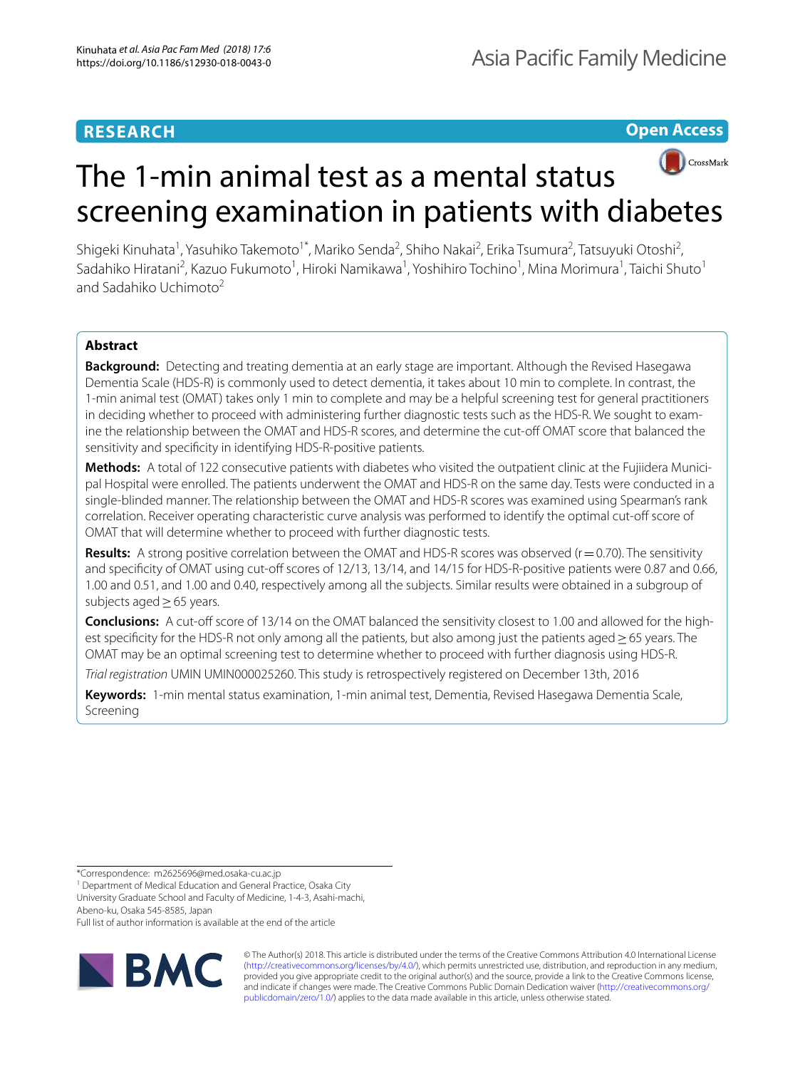RESEARCH

Open Access

# The 1-min animal test as a mental status screening examination in patients with diabetes

Shigeki Kinuhata[1], Yasuhiko Takemoto[1*], Mariko Senda[2], Shiho Nakai[2], Erika Tsumura[2], Tatsuyuki Otoshi[2], Sadahiko Hiratani[2], Kazuo Fukumoto[1], Hiroki Namikawa[1], Yoshihiro Tochino[1], Mina Morimura[1], Taichi Shuto[1] and Sadahiko Uchimoto[2]

## Abstract

**Background:** Detecting and treating dementia at an early stage are important. Although the Revised Hasegawa Dementia Scale (HDS-R) is commonly used to detect dementia, it takes about 10 min to complete. In contrast, the 1-min animal test (OMAT) takes only 1 min to complete and may be a helpful screening test for general practitioners in deciding whether to proceed with administering further diagnostic tests such as the HDS-R. We sought to examine the relationship between the OMAT and HDS-R scores, and determine the cut-off OMAT score that balanced the sensitivity and specificity in identifying HDS-R-positive patients.

**Methods:** A total of 122 consecutive patients with diabetes who visited the outpatient clinic at the Fujiidera Municipal Hospital were enrolled. The patients underwent the OMAT and HDS-R on the same day. Tests were conducted in a single-blinded manner. The relationship between the OMAT and HDS-R scores was examined using Spearman's rank correlation. Receiver operating characteristic curve analysis was performed to identify the optimal cut-off score of OMAT that will determine whether to proceed with further diagnostic tests.

**Results:** A strong positive correlation between the OMAT and HDS-R scores was observed ($r = 0.70$). The sensitivity and specificity of OMAT using cut-off scores of 12/13, 13/14, and 14/15 for HDS-R-positive patients were 0.87 and 0.66, 1.00 and 0.51, and 1.00 and 0.40, respectively among all the subjects. Similar results were obtained in a subgroup of subjects aged ≥ 65 years.

**Conclusions:** A cut-off score of 13/14 on the OMAT balanced the sensitivity closest to 1.00 and allowed for the highest specificity for the HDS-R not only among all the patients, but also among just the patients aged ≥ 65 years. The OMAT may be an optimal screening test to determine whether to proceed with further diagnosis using HDS-R.

*Trial registration* UMIN UMIN000025260. This study is retrospectively registered on December 13th, 2016

**Keywords:** 1-min mental status examination, 1-min animal test, Dementia, Revised Hasegawa Dementia Scale, Screening

*Correspondence: m2625696@med.osaka-cu.ac.jp

[1] Department of Medical Education and General Practice, Osaka City University Graduate School and Faculty of Medicine, 1-4-3, Asahi-machi, Abeno-ku, Osaka 545-8585, Japan

Full list of author information is available at the end of the article

© The Author(s) 2018. This article is distributed under the terms of the Creative Commons Attribution 4.0 International License (http://creativecommons.org/licenses/by/4.0/), which permits unrestricted use, distribution, and reproduction in any medium, provided you give appropriate credit to the original author(s) and the source, provide a link to the Creative Commons license, and indicate if changes were made. The Creative Commons Public Domain Dedication waiver (http://creativecommons.org/publicdomain/zero/1.0/) applies to the data made available in this article, unless otherwise stated.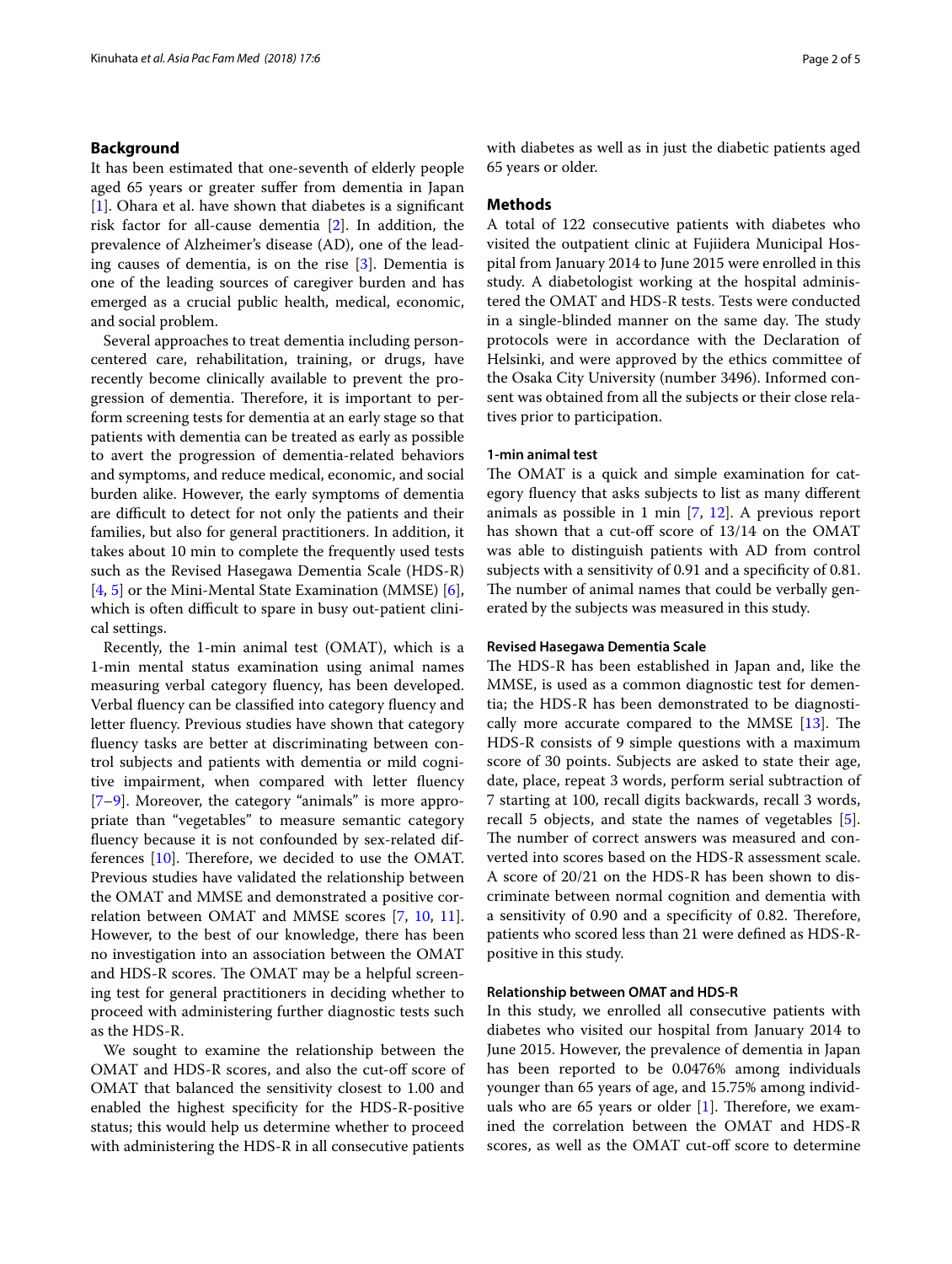## Background

It has been estimated that one-seventh of elderly people aged 65 years or greater suffer from dementia in Japan [1]. Ohara et al. have shown that diabetes is a significant risk factor for all-cause dementia [2]. In addition, the prevalence of Alzheimer's disease (AD), one of the leading causes of dementia, is on the rise [3]. Dementia is one of the leading sources of caregiver burden and has emerged as a crucial public health, medical, economic, and social problem.

Several approaches to treat dementia including person-centered care, rehabilitation, training, or drugs, have recently become clinically available to prevent the progression of dementia. Therefore, it is important to perform screening tests for dementia at an early stage so that patients with dementia can be treated as early as possible to avert the progression of dementia-related behaviors and symptoms, and reduce medical, economic, and social burden alike. However, the early symptoms of dementia are difficult to detect for not only the patients and their families, but also for general practitioners. In addition, it takes about 10 min to complete the frequently used tests such as the Revised Hasegawa Dementia Scale (HDS-R) [4, 5] or the Mini-Mental State Examination (MMSE) [6], which is often difficult to spare in busy out-patient clinical settings.

Recently, the 1-min animal test (OMAT), which is a 1-min mental status examination using animal names measuring verbal category fluency, has been developed. Verbal fluency can be classified into category fluency and letter fluency. Previous studies have shown that category fluency tasks are better at discriminating between control subjects and patients with dementia or mild cognitive impairment, when compared with letter fluency [7–9]. Moreover, the category "animals" is more appropriate than "vegetables" to measure semantic category fluency because it is not confounded by sex-related differences [10]. Therefore, we decided to use the OMAT. Previous studies have validated the relationship between the OMAT and MMSE and demonstrated a positive correlation between OMAT and MMSE scores [7, 10, 11]. However, to the best of our knowledge, there has been no investigation into an association between the OMAT and HDS-R scores. The OMAT may be a helpful screening test for general practitioners in deciding whether to proceed with administering further diagnostic tests such as the HDS-R.

We sought to examine the relationship between the OMAT and HDS-R scores, and also the cut-off score of OMAT that balanced the sensitivity closest to 1.00 and enabled the highest specificity for the HDS-R-positive status; this would help us determine whether to proceed with administering the HDS-R in all consecutive patients with diabetes as well as in just the diabetic patients aged 65 years or older.

## Methods

A total of 122 consecutive patients with diabetes who visited the outpatient clinic at Fujiidera Municipal Hospital from January 2014 to June 2015 were enrolled in this study. A diabetologist working at the hospital administered the OMAT and HDS-R tests. Tests were conducted in a single-blinded manner on the same day. The study protocols were in accordance with the Declaration of Helsinki, and were approved by the ethics committee of the Osaka City University (number 3496). Informed consent was obtained from all the subjects or their close relatives prior to participation.

### 1-min animal test

The OMAT is a quick and simple examination for category fluency that asks subjects to list as many different animals as possible in 1 min [7, 12]. A previous report has shown that a cut-off score of 13/14 on the OMAT was able to distinguish patients with AD from control subjects with a sensitivity of 0.91 and a specificity of 0.81. The number of animal names that could be verbally generated by the subjects was measured in this study.

### Revised Hasegawa Dementia Scale

The HDS-R has been established in Japan and, like the MMSE, is used as a common diagnostic test for dementia; the HDS-R has been demonstrated to be diagnostically more accurate compared to the MMSE [13]. The HDS-R consists of 9 simple questions with a maximum score of 30 points. Subjects are asked to state their age, date, place, repeat 3 words, perform serial subtraction of 7 starting at 100, recall digits backwards, recall 3 words, recall 5 objects, and state the names of vegetables [5]. The number of correct answers was measured and converted into scores based on the HDS-R assessment scale. A score of 20/21 on the HDS-R has been shown to discriminate between normal cognition and dementia with a sensitivity of 0.90 and a specificity of 0.82. Therefore, patients who scored less than 21 were defined as HDS-R-positive in this study.

### Relationship between OMAT and HDS-R

In this study, we enrolled all consecutive patients with diabetes who visited our hospital from January 2014 to June 2015. However, the prevalence of dementia in Japan has been reported to be 0.0476% among individuals younger than 65 years of age, and 15.75% among individuals who are 65 years or older [1]. Therefore, we examined the correlation between the OMAT and HDS-R scores, as well as the OMAT cut-off score to determine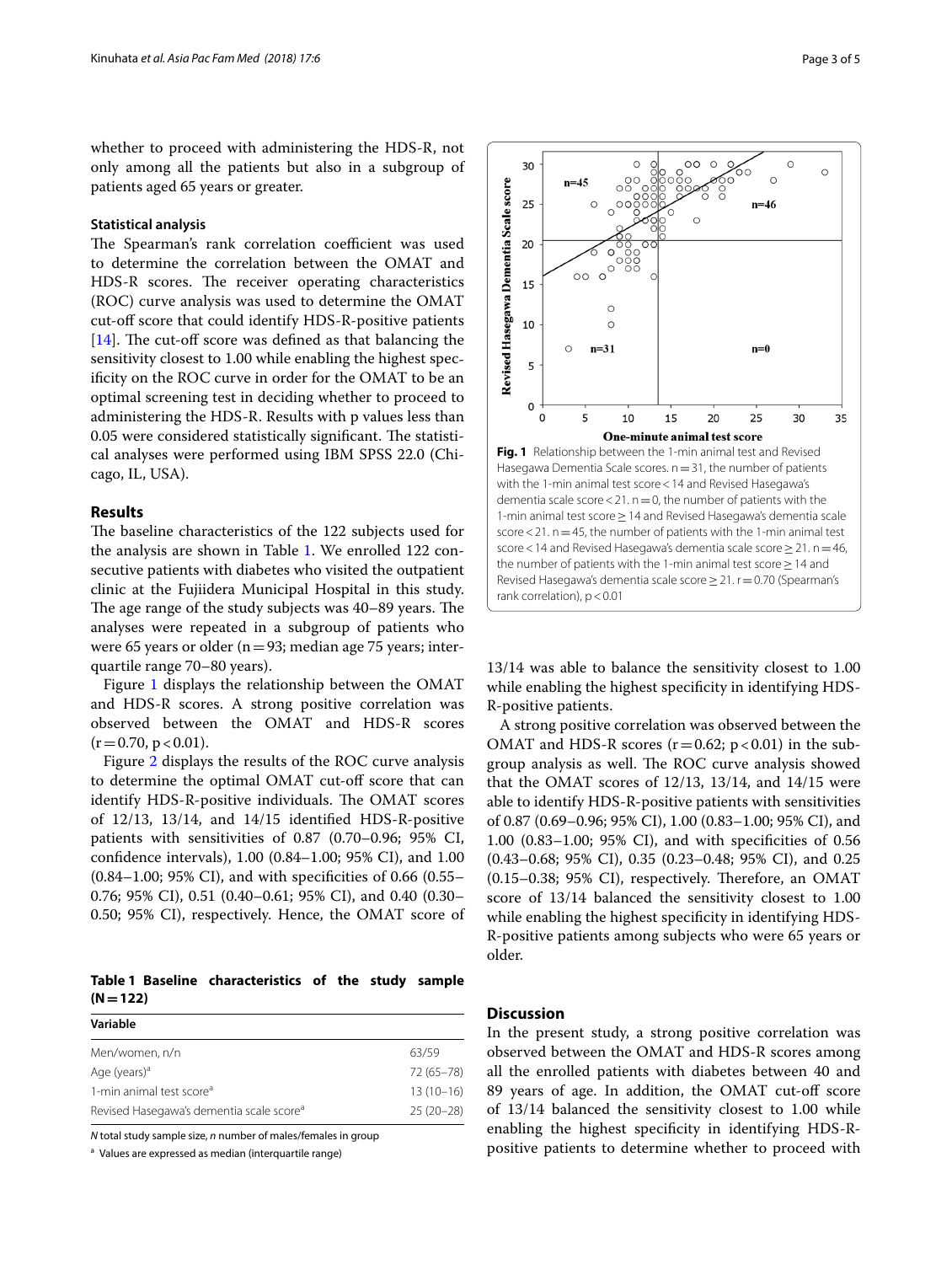whether to proceed with administering the HDS-R, not only among all the patients but also in a subgroup of patients aged 65 years or greater.

### Statistical analysis

The Spearman's rank correlation coefficient was used to determine the correlation between the OMAT and HDS-R scores. The receiver operating characteristics (ROC) curve analysis was used to determine the OMAT cut-off score that could identify HDS-R-positive patients [14]. The cut-off score was defined as that balancing the sensitivity closest to 1.00 while enabling the highest specificity on the ROC curve in order for the OMAT to be an optimal screening test in deciding whether to proceed to administering the HDS-R. Results with p values less than 0.05 were considered statistically significant. The statistical analyses were performed using IBM SPSS 22.0 (Chicago, IL, USA).

## Results

The baseline characteristics of the 122 subjects used for the analysis are shown in Table 1. We enrolled 122 consecutive patients with diabetes who visited the outpatient clinic at the Fujiidera Municipal Hospital in this study. The age range of the study subjects was 40–89 years. The analyses were repeated in a subgroup of patients who were 65 years or older (n = 93; median age 75 years; interquartile range 70–80 years).

Figure 1 displays the relationship between the OMAT and HDS-R scores. A strong positive correlation was observed between the OMAT and HDS-R scores ($r = 0.70$, $p < 0.01$).

Figure 2 displays the results of the ROC curve analysis to determine the optimal OMAT cut-off score that can identify HDS-R-positive individuals. The OMAT scores of 12/13, 13/14, and 14/15 identified HDS-R-positive patients with sensitivities of 0.87 (0.70–0.96; 95% CI, confidence intervals), 1.00 (0.84–1.00; 95% CI), and 1.00 (0.84–1.00; 95% CI), and with specificities of 0.66 (0.55–0.76; 95% CI), 0.51 (0.40–0.61; 95% CI), and 0.40 (0.30–0.50; 95% CI), respectively. Hence, the OMAT score of 13/14 was able to balance the sensitivity closest to 1.00 while enabling the highest specificity in identifying HDS-R-positive patients.

A strong positive correlation was observed between the OMAT and HDS-R scores ($r = 0.62$; $p < 0.01$) in the subgroup analysis as well. The ROC curve analysis showed that the OMAT scores of 12/13, 13/14, and 14/15 were able to identify HDS-R-positive patients with sensitivities of 0.87 (0.69–0.96; 95% CI), 1.00 (0.83–1.00; 95% CI), and 1.00 (0.83–1.00; 95% CI), and with specificities of 0.56 (0.43–0.68; 95% CI), 0.35 (0.23–0.48; 95% CI), and 0.25 (0.15–0.38; 95% CI), respectively. Therefore, an OMAT score of 13/14 balanced the sensitivity closest to 1.00 while enabling the highest specificity in identifying HDS-R-positive patients among subjects who were 65 years or older.

**Fig. 1** Relationship between the 1-min animal test and Revised Hasegawa Dementia Scale scores. n = 31, the number of patients with the 1-min animal test score < 14 and Revised Hasegawa's dementia scale score < 21. n = 0, the number of patients with the 1-min animal test score ≥ 14 and Revised Hasegawa's dementia scale score < 21. n = 45, the number of patients with the 1-min animal test score < 14 and Revised Hasegawa's dementia scale score ≥ 21. n = 46, the number of patients with the 1-min animal test score ≥ 14 and Revised Hasegawa's dementia scale score ≥ 21. r = 0.70 (Spearman's rank correlation), p < 0.01

**Table 1 Baseline characteristics of the study sample (N = 122)**

| Variable | |
|---|---|
| Men/women, n/n | 63/59 |
| Age (years)[a] | 72 (65–78) |
| 1-min animal test score[a] | 13 (10–16) |
| Revised Hasegawa's dementia scale score[a] | 25 (20–28) |

*N* total study sample size, *n* number of males/females in group

[a] Values are expressed as median (interquartile range)

## Discussion

In the present study, a strong positive correlation was observed between the OMAT and HDS-R scores among all the enrolled patients with diabetes between 40 and 89 years of age. In addition, the OMAT cut-off score of 13/14 balanced the sensitivity closest to 1.00 while enabling the highest specificity in identifying HDS-R-positive patients to determine whether to proceed with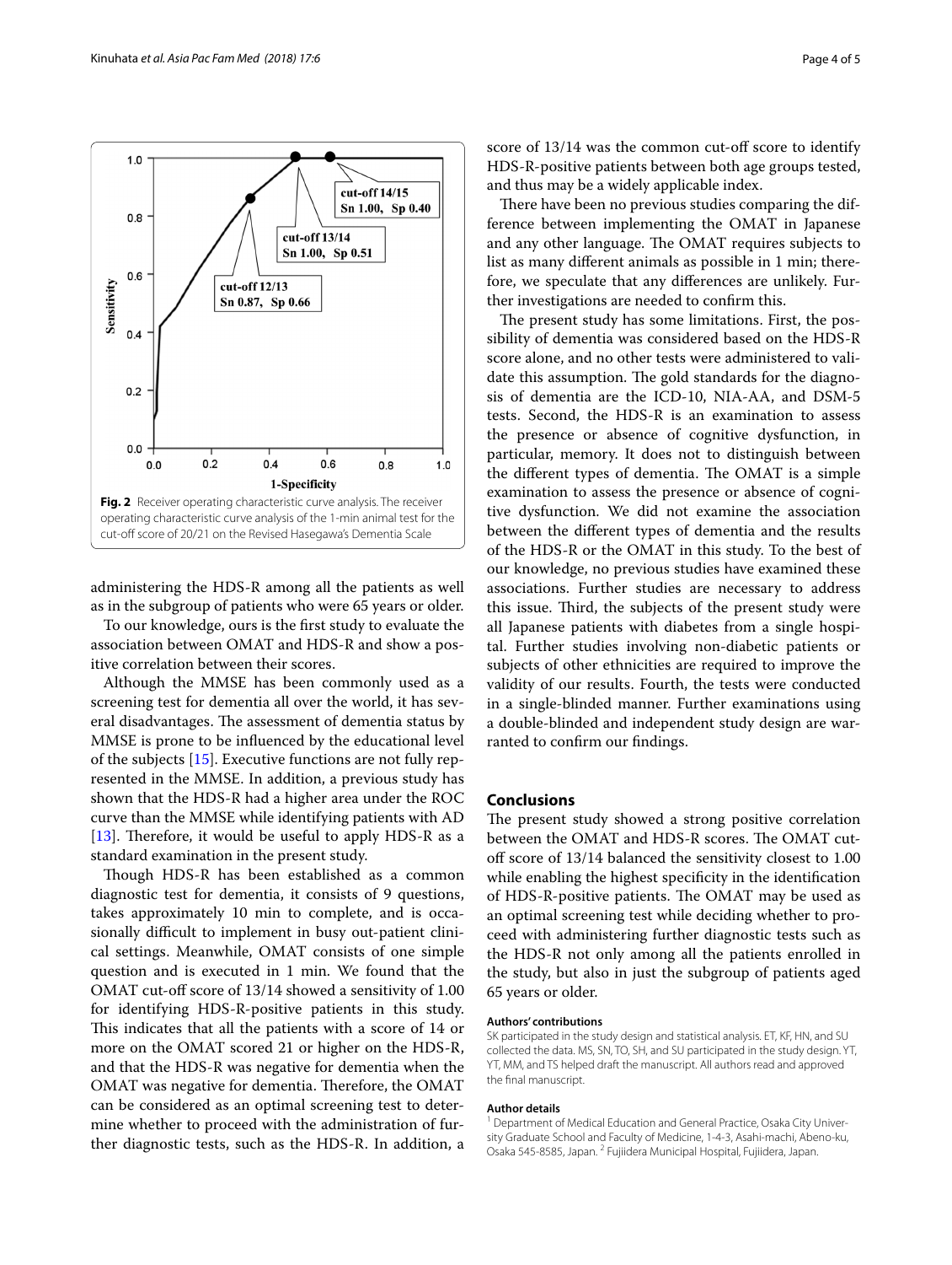1.0
0.8
0.6
0.4
0.2
0.0
0.0 0.2 0.4 0.6 0.8 1.0

Sensitivity

1-Specificity

cut-off 14/15
Sn 1.00, Sp 0.40

cut-off 13/14
Sn 1.00, Sp 0.51

cut-off 12/13
Sn 0.87, Sp 0.66

**Fig. 2** Receiver operating characteristic curve analysis. The receiver operating characteristic curve analysis of the 1-min animal test for the cut-off score of 20/21 on the Revised Hasegawa's Dementia Scale

administering the HDS-R among all the patients as well as in the subgroup of patients who were 65 years or older.

To our knowledge, ours is the first study to evaluate the association between OMAT and HDS-R and show a positive correlation between their scores.

Although the MMSE has been commonly used as a screening test for dementia all over the world, it has several disadvantages. The assessment of dementia status by MMSE is prone to be influenced by the educational level of the subjects [15]. Executive functions are not fully represented in the MMSE. In addition, a previous study has shown that the HDS-R had a higher area under the ROC curve than the MMSE while identifying patients with AD [13]. Therefore, it would be useful to apply HDS-R as a standard examination in the present study.

Though HDS-R has been established as a common diagnostic test for dementia, it consists of 9 questions, takes approximately 10 min to complete, and is occasionally difficult to implement in busy out-patient clinical settings. Meanwhile, OMAT consists of one simple question and is executed in 1 min. We found that the OMAT cut-off score of 13/14 showed a sensitivity of 1.00 for identifying HDS-R-positive patients in this study. This indicates that all the patients with a score of 14 or more on the OMAT scored 21 or higher on the HDS-R, and that the HDS-R was negative for dementia when the OMAT was negative for dementia. Therefore, the OMAT can be considered as an optimal screening test to determine whether to proceed with the administration of further diagnostic tests, such as the HDS-R. In addition, a score of 13/14 was the common cut-off score to identify HDS-R-positive patients between both age groups tested, and thus may be a widely applicable index.

There have been no previous studies comparing the difference between implementing the OMAT in Japanese and any other language. The OMAT requires subjects to list as many different animals as possible in 1 min; therefore, we speculate that any differences are unlikely. Further investigations are needed to confirm this.

The present study has some limitations. First, the possibility of dementia was considered based on the HDS-R score alone, and no other tests were administered to validate this assumption. The gold standards for the diagnosis of dementia are the ICD-10, NIA-AA, and DSM-5 tests. Second, the HDS-R is an examination to assess the presence or absence of cognitive dysfunction, in particular, memory. It does not to distinguish between the different types of dementia. The OMAT is a simple examination to assess the presence or absence of cognitive dysfunction. We did not examine the association between the different types of dementia and the results of the HDS-R or the OMAT in this study. To the best of our knowledge, no previous studies have examined these associations. Further studies are necessary to address this issue. Third, the subjects of the present study were all Japanese patients with diabetes from a single hospital. Further studies involving non-diabetic patients or subjects of other ethnicities are required to improve the validity of our results. Fourth, the tests were conducted in a single-blinded manner. Further examinations using a double-blinded and independent study design are warranted to confirm our findings.

## Conclusions

The present study showed a strong positive correlation between the OMAT and HDS-R scores. The OMAT cut-off score of 13/14 balanced the sensitivity closest to 1.00 while enabling the highest specificity in the identification of HDS-R-positive patients. The OMAT may be used as an optimal screening test while deciding whether to proceed with administering further diagnostic tests such as the HDS-R not only among all the patients enrolled in the study, but also in just the subgroup of patients aged 65 years or older.

**Authors' contributions**

SK participated in the study design and statistical analysis. ET, KF, HN, and SU collected the data. MS, SN, TO, SH, and SU participated in the study design. YT, YT, MM, and TS helped draft the manuscript. All authors read and approved the final manuscript.

**Author details**

[1] Department of Medical Education and General Practice, Osaka City University Graduate School and Faculty of Medicine, 1-4-3, Asahi-machi, Abeno-ku, Osaka 545-8585, Japan. [2] Fujiidera Municipal Hospital, Fujiidera, Japan.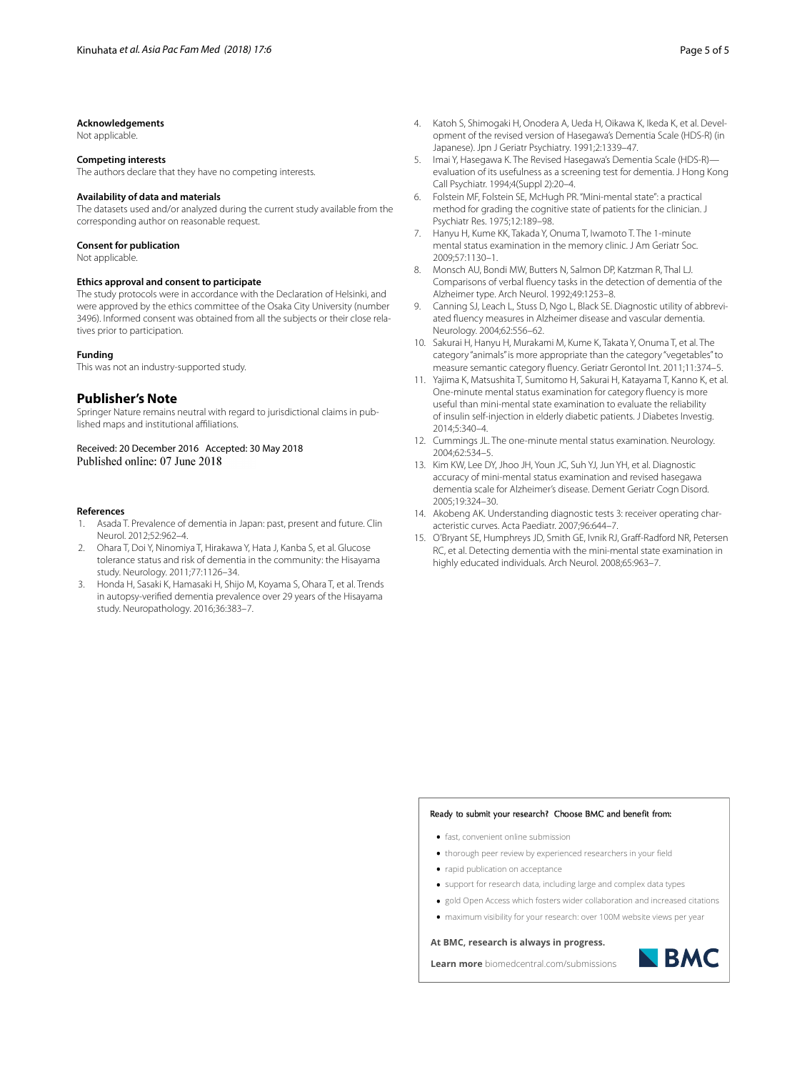**Acknowledgements**

Not applicable.

**Competing interests**

The authors declare that they have no competing interests.

**Availability of data and materials**

The datasets used and/or analyzed during the current study available from the corresponding author on reasonable request.

**Consent for publication**

Not applicable.

**Ethics approval and consent to participate**

The study protocols were in accordance with the Declaration of Helsinki, and were approved by the ethics committee of the Osaka City University (number 3496). Informed consent was obtained from all the subjects or their close relatives prior to participation.

**Funding**

This was not an industry-supported study.

## Publisher's Note

Springer Nature remains neutral with regard to jurisdictional claims in published maps and institutional affiliations.

Received: 20 December 2016 Accepted: 30 May 2018
Published online: 07 June 2018

**References**

1. Asada T. Prevalence of dementia in Japan: past, present and future. Clin Neurol. 2012;52:962–4.
2. Ohara T, Doi Y, Ninomiya T, Hirakawa Y, Hata J, Kanba S, et al. Glucose tolerance status and risk of dementia in the community: the Hisayama study. Neurology. 2011;77:1126–34.
3. Honda H, Sasaki K, Hamasaki H, Shijo M, Koyama S, Ohara T, et al. Trends in autopsy-verified dementia prevalence over 29 years of the Hisayama study. Neuropathology. 2016;36:383–7.
4. Katoh S, Shimogaki H, Onodera A, Ueda H, Oikawa K, Ikeda K, et al. Development of the revised version of Hasegawa's Dementia Scale (HDS-R) (in Japanese). Jpn J Geriatr Psychiatry. 1991;2:1339–47.
5. Imai Y, Hasegawa K. The Revised Hasegawa's Dementia Scale (HDS-R)—evaluation of its usefulness as a screening test for dementia. J Hong Kong Call Psychiatr. 1994;4(Suppl 2):20–4.
6. Folstein MF, Folstein SE, McHugh PR. "Mini-mental state": a practical method for grading the cognitive state of patients for the clinician. J Psychiatr Res. 1975;12:189–98.
7. Hanyu H, Kume KK, Takada Y, Onuma T, Iwamoto T. The 1-minute mental status examination in the memory clinic. J Am Geriatr Soc. 2009;57:1130–1.
8. Monsch AU, Bondi MW, Butters N, Salmon DP, Katzman R, Thal LJ. Comparisons of verbal fluency tasks in the detection of dementia of the Alzheimer type. Arch Neurol. 1992;49:1253–8.
9. Canning SJ, Leach L, Stuss D, Ngo L, Black SE. Diagnostic utility of abbreviated fluency measures in Alzheimer disease and vascular dementia. Neurology. 2004;62:556–62.
10. Sakurai H, Hanyu H, Murakami M, Kume K, Takata Y, Onuma T, et al. The category "animals" is more appropriate than the category "vegetables" to measure semantic category fluency. Geriatr Gerontol Int. 2011;11:374–5.
11. Yajima K, Matsushita T, Sumitomo H, Sakurai H, Katayama T, Kanno K, et al. One-minute mental status examination for category fluency is more useful than mini-mental state examination to evaluate the reliability of insulin self-injection in elderly diabetic patients. J Diabetes Investig. 2014;5:340–4.
12. Cummings JL. The one-minute mental status examination. Neurology. 2004;62:534–5.
13. Kim KW, Lee DY, Jhoo JH, Youn JC, Suh YJ, Jun YH, et al. Diagnostic accuracy of mini-mental status examination and revised hasegawa dementia scale for Alzheimer's disease. Dement Geriatr Cogn Disord. 2005;19:324–30.
14. Akobeng AK. Understanding diagnostic tests 3: receiver operating characteristic curves. Acta Paediatr. 2007;96:644–7.
15. O'Bryant SE, Humphreys JD, Smith GE, Ivnik RJ, Graff-Radford NR, Petersen RC, et al. Detecting dementia with the mini-mental state examination in highly educated individuals. Arch Neurol. 2008;65:963–7.

Ready to submit your research? Choose BMC and benefit from:

- fast, convenient online submission
- thorough peer review by experienced researchers in your field
- rapid publication on acceptance
- support for research data, including large and complex data types
- gold Open Access which fosters wider collaboration and increased citations
- maximum visibility for your research: over 100M website views per year

**At BMC, research is always in progress.**

**Learn more** biomedcentral.com/submissions

BMC